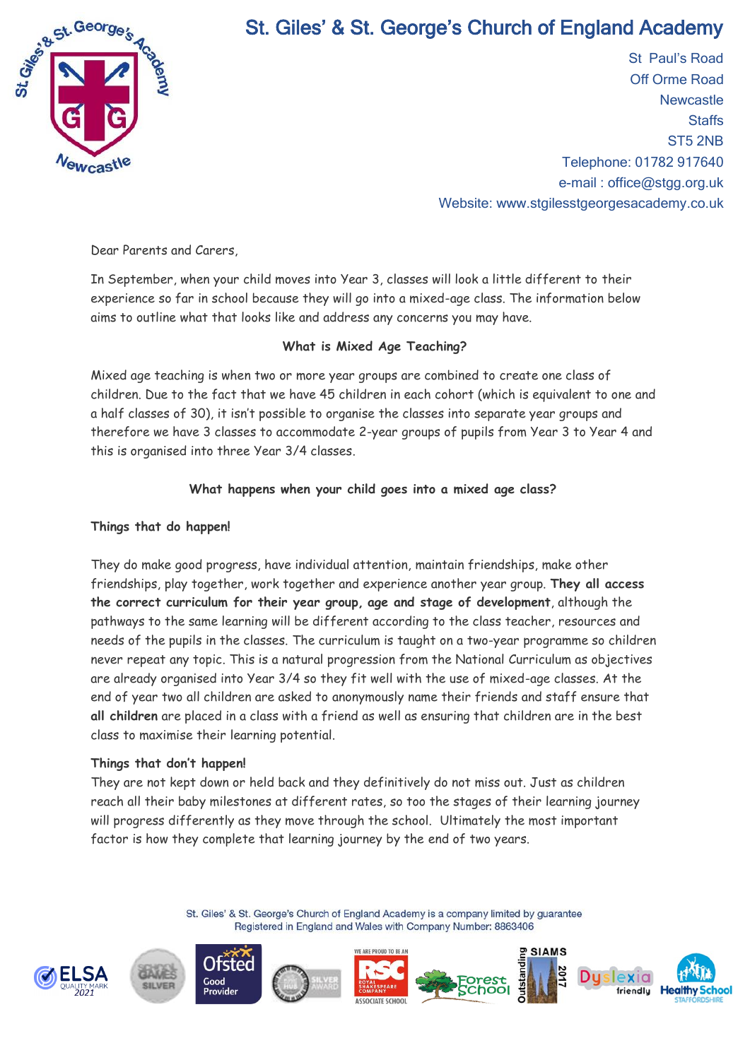# St. Giles' & St. George's Church of England Academy

St Paul's Road
Off Orme Road
Newcastle
Staffs
ST5 2NB
Telephone: 01782 917640
e-mail : office@stgg.org.uk
Website: www.stgilesstgeorgesacademy.co.uk

Dear Parents and Carers,

In September, when your child moves into Year 3, classes will look a little different to their experience so far in school because they will go into a mixed-age class. The information below aims to outline what that looks like and address any concerns you may have.

### What is Mixed Age Teaching?

Mixed age teaching is when two or more year groups are combined to create one class of children. Due to the fact that we have 45 children in each cohort (which is equivalent to one and a half classes of 30), it isn't possible to organise the classes into separate year groups and therefore we have 3 classes to accommodate 2-year groups of pupils from Year 3 to Year 4 and this is organised into three Year 3/4 classes.

### What happens when your child goes into a mixed age class?

**Things that do happen!**

They do make good progress, have individual attention, maintain friendships, make other friendships, play together, work together and experience another year group. **They all access the correct curriculum for their year group, age and stage of development**, although the pathways to the same learning will be different according to the class teacher, resources and needs of the pupils in the classes. The curriculum is taught on a two-year programme so children never repeat any topic. This is a natural progression from the National Curriculum as objectives are already organised into Year 3/4 so they fit well with the use of mixed-age classes. At the end of year two all children are asked to anonymously name their friends and staff ensure that **all children** are placed in a class with a friend as well as ensuring that children are in the best class to maximise their learning potential.

**Things that don't happen!**

They are not kept down or held back and they definitively do not miss out. Just as children reach all their baby milestones at different rates, so too the stages of their learning journey will progress differently as they move through the school. Ultimately the most important factor is how they complete that learning journey by the end of two years.

St. Giles' & St. George's Church of England Academy is a company limited by guarantee
Registered in England and Wales with Company Number: 8863406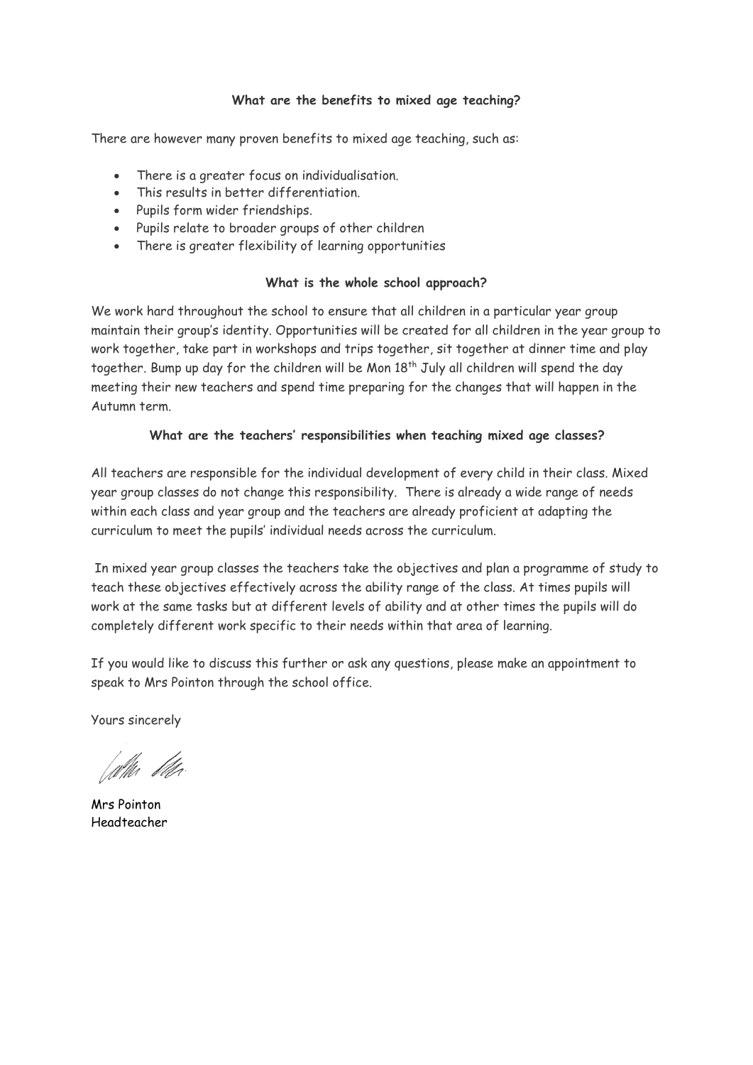### What are the benefits to mixed age teaching?

There are however many proven benefits to mixed age teaching, such as:

- There is a greater focus on individualisation.
- This results in better differentiation.
- Pupils form wider friendships.
- Pupils relate to broader groups of other children
- There is greater flexibility of learning opportunities

### What is the whole school approach?

We work hard throughout the school to ensure that all children in a particular year group maintain their group's identity. Opportunities will be created for all children in the year group to work together, take part in workshops and trips together, sit together at dinner time and play together. Bump up day for the children will be Mon 18th July all children will spend the day meeting their new teachers and spend time preparing for the changes that will happen in the Autumn term.

### What are the teachers' responsibilities when teaching mixed age classes?

All teachers are responsible for the individual development of every child in their class. Mixed year group classes do not change this responsibility. There is already a wide range of needs within each class and year group and the teachers are already proficient at adapting the curriculum to meet the pupils' individual needs across the curriculum.

In mixed year group classes the teachers take the objectives and plan a programme of study to teach these objectives effectively across the ability range of the class. At times pupils will work at the same tasks but at different levels of ability and at other times the pupils will do completely different work specific to their needs within that area of learning.

If you would like to discuss this further or ask any questions, please make an appointment to speak to Mrs Pointon through the school office.

Yours sincerely

Mrs Pointon
Headteacher